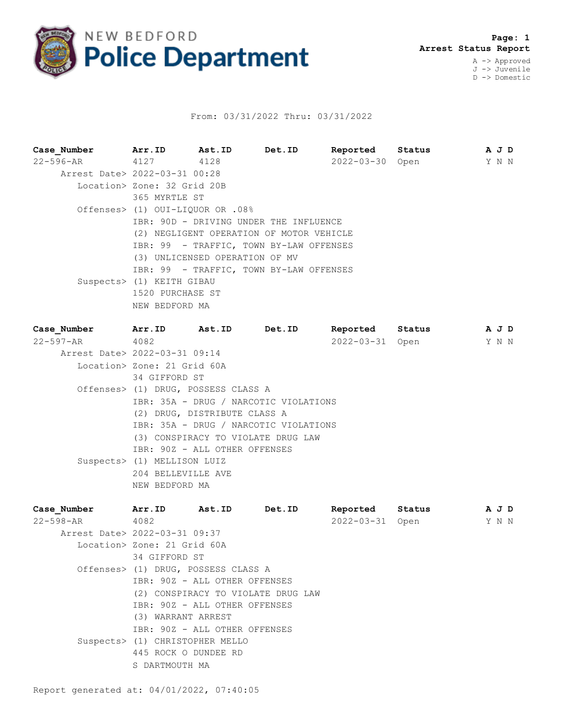NEW BEDFORD **Police Department**

**Arrest Status Report**

A -> Approved
J -> Juvenile
D -> Domestic

From: 03/31/2022 Thru: 03/31/2022

| Case_Number | Arr.ID | Ast.ID | Det.ID | Reported | Status | A | J | D |
|---|---|---|---|---|---|---|---|---|
| 22-596-AR | 4127 | 4128 | | 2022-03-30 | Open | Y | N | N |

Arrest Date> 2022-03-31 00:28

Location> Zone: 32 Grid 20B
365 MYRTLE ST

Offenses> (1) OUI-LIQUOR OR .08%
IBR: 90D - DRIVING UNDER THE INFLUENCE
(2) NEGLIGENT OPERATION OF MOTOR VEHICLE
IBR: 99 - TRAFFIC, TOWN BY-LAW OFFENSES
(3) UNLICENSED OPERATION OF MV
IBR: 99 - TRAFFIC, TOWN BY-LAW OFFENSES

Suspects> (1) KEITH GIBAU
1520 PURCHASE ST
NEW BEDFORD MA

| Case_Number | Arr.ID | Ast.ID | Det.ID | Reported | Status | A | J | D |
|---|---|---|---|---|---|---|---|---|
| 22-597-AR | 4082 | | | 2022-03-31 | Open | Y | N | N |

Arrest Date> 2022-03-31 09:14

Location> Zone: 21 Grid 60A
34 GIFFORD ST

Offenses> (1) DRUG, POSSESS CLASS A
IBR: 35A - DRUG / NARCOTIC VIOLATIONS
(2) DRUG, DISTRIBUTE CLASS A
IBR: 35A - DRUG / NARCOTIC VIOLATIONS
(3) CONSPIRACY TO VIOLATE DRUG LAW
IBR: 90Z - ALL OTHER OFFENSES

Suspects> (1) MELLISON LUIZ
204 BELLEVILLE AVE
NEW BEDFORD MA

| Case_Number | Arr.ID | Ast.ID | Det.ID | Reported | Status | A | J | D |
|---|---|---|---|---|---|---|---|---|
| 22-598-AR | 4082 | | | 2022-03-31 | Open | Y | N | N |

Arrest Date> 2022-03-31 09:37

Location> Zone: 21 Grid 60A
34 GIFFORD ST

Offenses> (1) DRUG, POSSESS CLASS A
IBR: 90Z - ALL OTHER OFFENSES
(2) CONSPIRACY TO VIOLATE DRUG LAW
IBR: 90Z - ALL OTHER OFFENSES
(3) WARRANT ARREST
IBR: 90Z - ALL OTHER OFFENSES

Suspects> (1) CHRISTOPHER MELLO
445 ROCK O DUNDEE RD
S DARTMOUTH MA

Report generated at: 04/01/2022, 07:40:05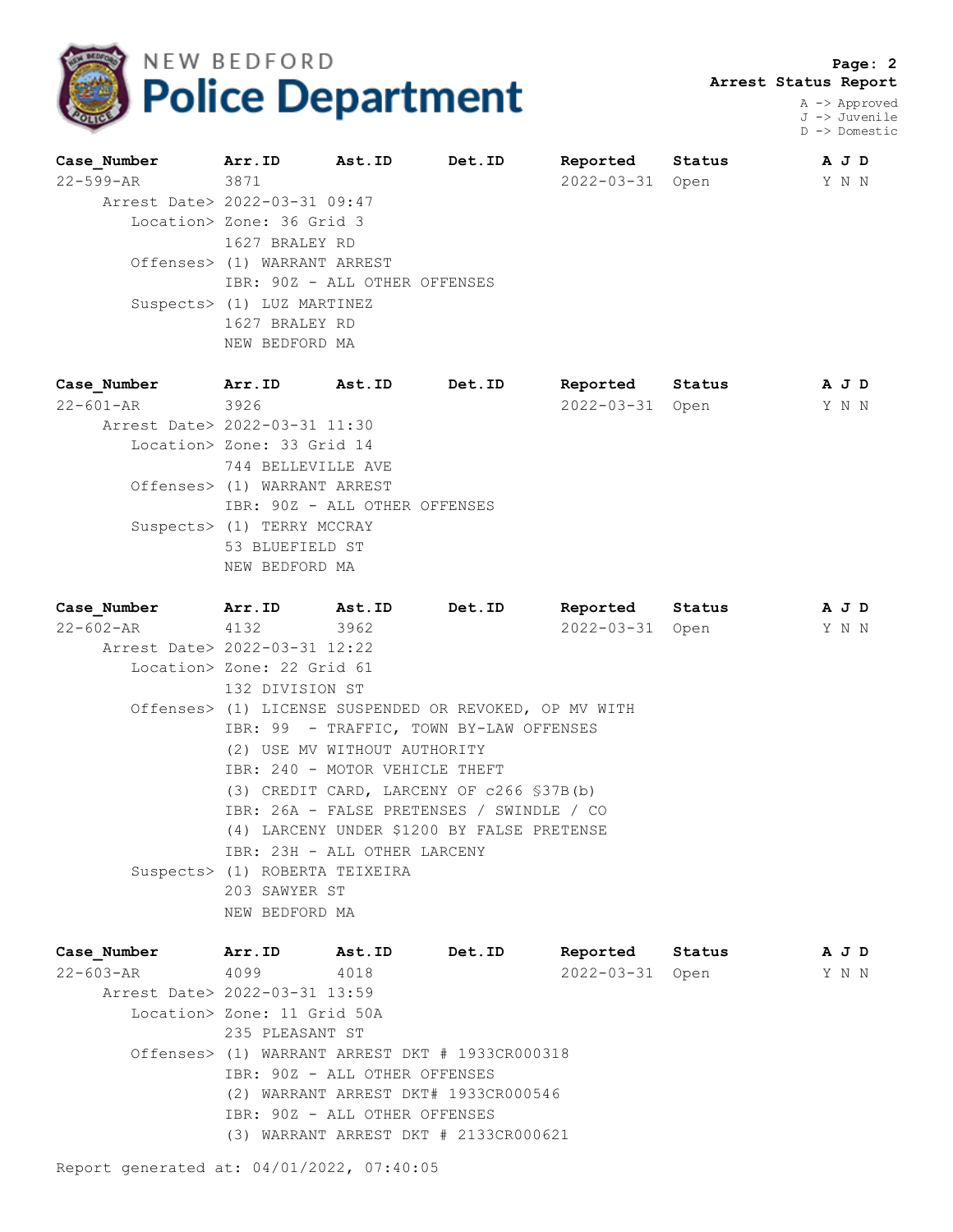**NEW BEDFORD Police Department**

**Page: 2**
**Arrest Status Report**

A -> Approved
J -> Juvenile
D -> Domestic

| Case_Number | Arr.ID | Ast.ID | Det.ID | Reported | Status | A J D |
|---|---|---|---|---|---|---|
| 22-599-AR | 3871 | | | 2022-03-31 | Open | Y N N |

Arrest Date> 2022-03-31 09:47
Location> Zone: 36 Grid 3
1627 BRALEY RD
Offenses> (1) WARRANT ARREST
IBR: 90Z - ALL OTHER OFFENSES
Suspects> (1) LUZ MARTINEZ
1627 BRALEY RD
NEW BEDFORD MA

| Case_Number | Arr.ID | Ast.ID | Det.ID | Reported | Status | A J D |
|---|---|---|---|---|---|---|
| 22-601-AR | 3926 | | | 2022-03-31 | Open | Y N N |

Arrest Date> 2022-03-31 11:30
Location> Zone: 33 Grid 14
744 BELLEVILLE AVE
Offenses> (1) WARRANT ARREST
IBR: 90Z - ALL OTHER OFFENSES
Suspects> (1) TERRY MCCRAY
53 BLUEFIELD ST
NEW BEDFORD MA

| Case_Number | Arr.ID | Ast.ID | Det.ID | Reported | Status | A J D |
|---|---|---|---|---|---|---|
| 22-602-AR | 4132 | 3962 | | 2022-03-31 | Open | Y N N |

Arrest Date> 2022-03-31 12:22
Location> Zone: 22 Grid 61
132 DIVISION ST
Offenses> (1) LICENSE SUSPENDED OR REVOKED, OP MV WITH
IBR: 99 - TRAFFIC, TOWN BY-LAW OFFENSES
(2) USE MV WITHOUT AUTHORITY
IBR: 240 - MOTOR VEHICLE THEFT
(3) CREDIT CARD, LARCENY OF c266 §37B(b)
IBR: 26A - FALSE PRETENSES / SWINDLE / CO
(4) LARCENY UNDER $1200 BY FALSE PRETENSE
IBR: 23H - ALL OTHER LARCENY
Suspects> (1) ROBERTA TEIXEIRA
203 SAWYER ST
NEW BEDFORD MA

| Case_Number | Arr.ID | Ast.ID | Det.ID | Reported | Status | A J D |
|---|---|---|---|---|---|---|
| 22-603-AR | 4099 | 4018 | | 2022-03-31 | Open | Y N N |

Arrest Date> 2022-03-31 13:59
Location> Zone: 11 Grid 50A
235 PLEASANT ST
Offenses> (1) WARRANT ARREST DKT # 1933CR000318
IBR: 90Z - ALL OTHER OFFENSES
(2) WARRANT ARREST DKT# 1933CR000546
IBR: 90Z - ALL OTHER OFFENSES
(3) WARRANT ARREST DKT # 2133CR000621

Report generated at: 04/01/2022, 07:40:05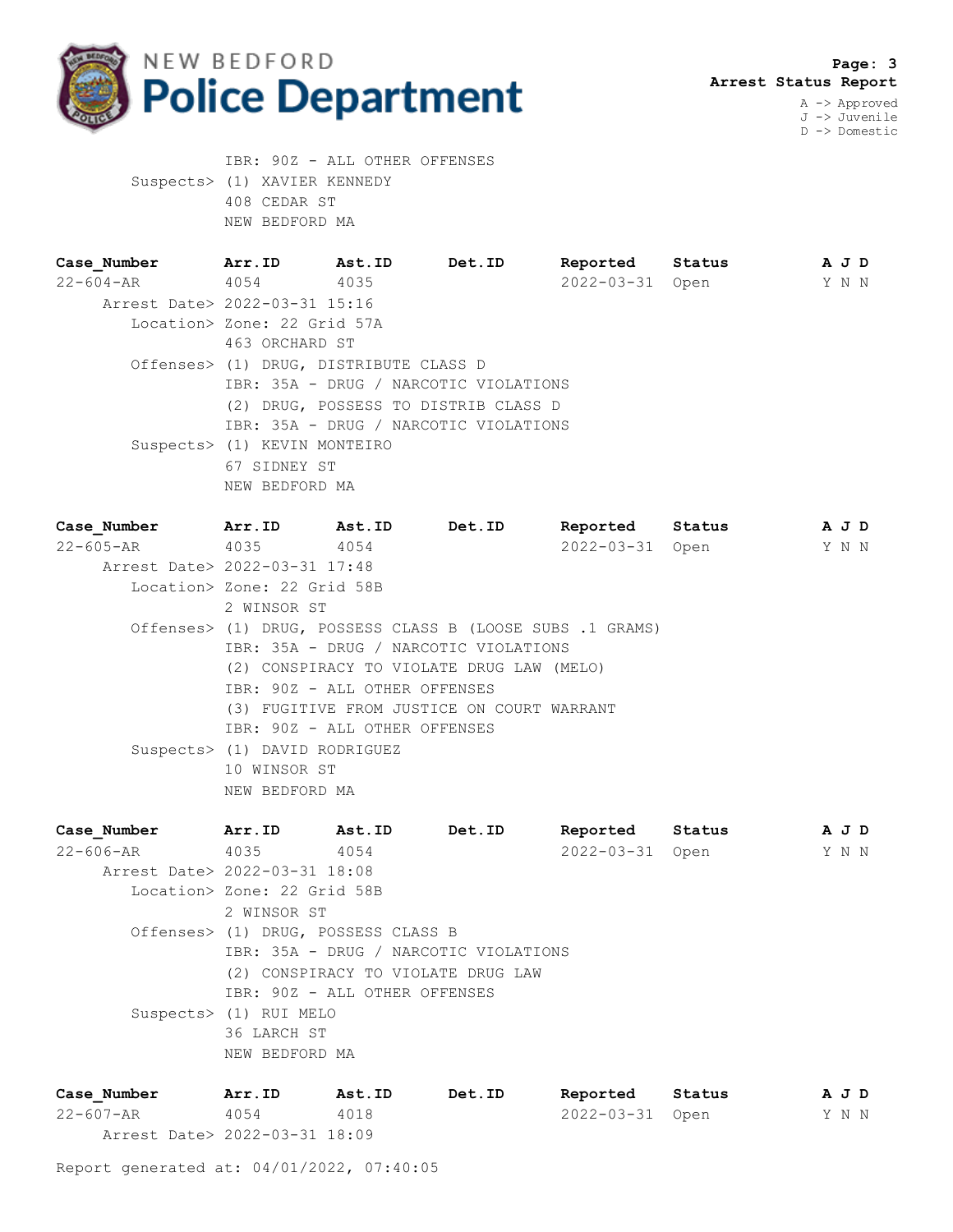IBR: 90Z - ALL OTHER OFFENSES
Suspects> (1) XAVIER KENNEDY
408 CEDAR ST
NEW BEDFORD MA

| Case_Number | Arr.ID | Ast.ID | Det.ID | Reported | Status | A J D |
|---|---|---|---|---|---|---|
| 22-604-AR | 4054 | 4035 | | 2022-03-31 | Open | Y N N |

Arrest Date> 2022-03-31 15:16
Location> Zone: 22 Grid 57A
463 ORCHARD ST
Offenses> (1) DRUG, DISTRIBUTE CLASS D
IBR: 35A - DRUG / NARCOTIC VIOLATIONS
(2) DRUG, POSSESS TO DISTRIB CLASS D
IBR: 35A - DRUG / NARCOTIC VIOLATIONS
Suspects> (1) KEVIN MONTEIRO
67 SIDNEY ST
NEW BEDFORD MA

| Case_Number | Arr.ID | Ast.ID | Det.ID | Reported | Status | A J D |
|---|---|---|---|---|---|---|
| 22-605-AR | 4035 | 4054 | | 2022-03-31 | Open | Y N N |

Arrest Date> 2022-03-31 17:48
Location> Zone: 22 Grid 58B
2 WINSOR ST
Offenses> (1) DRUG, POSSESS CLASS B (LOOSE SUBS .1 GRAMS)
IBR: 35A - DRUG / NARCOTIC VIOLATIONS
(2) CONSPIRACY TO VIOLATE DRUG LAW (MELO)
IBR: 90Z - ALL OTHER OFFENSES
(3) FUGITIVE FROM JUSTICE ON COURT WARRANT
IBR: 90Z - ALL OTHER OFFENSES
Suspects> (1) DAVID RODRIGUEZ
10 WINSOR ST
NEW BEDFORD MA

| Case_Number | Arr.ID | Ast.ID | Det.ID | Reported | Status | A J D |
|---|---|---|---|---|---|---|
| 22-606-AR | 4035 | 4054 | | 2022-03-31 | Open | Y N N |

Arrest Date> 2022-03-31 18:08
Location> Zone: 22 Grid 58B
2 WINSOR ST
Offenses> (1) DRUG, POSSESS CLASS B
IBR: 35A - DRUG / NARCOTIC VIOLATIONS
(2) CONSPIRACY TO VIOLATE DRUG LAW
IBR: 90Z - ALL OTHER OFFENSES
Suspects> (1) RUI MELO
36 LARCH ST
NEW BEDFORD MA

| Case_Number | Arr.ID | Ast.ID | Det.ID | Reported | Status | A J D |
|---|---|---|---|---|---|---|
| 22-607-AR | 4054 | 4018 | | 2022-03-31 | Open | Y N N |

Arrest Date> 2022-03-31 18:09

Report generated at: 04/01/2022, 07:40:05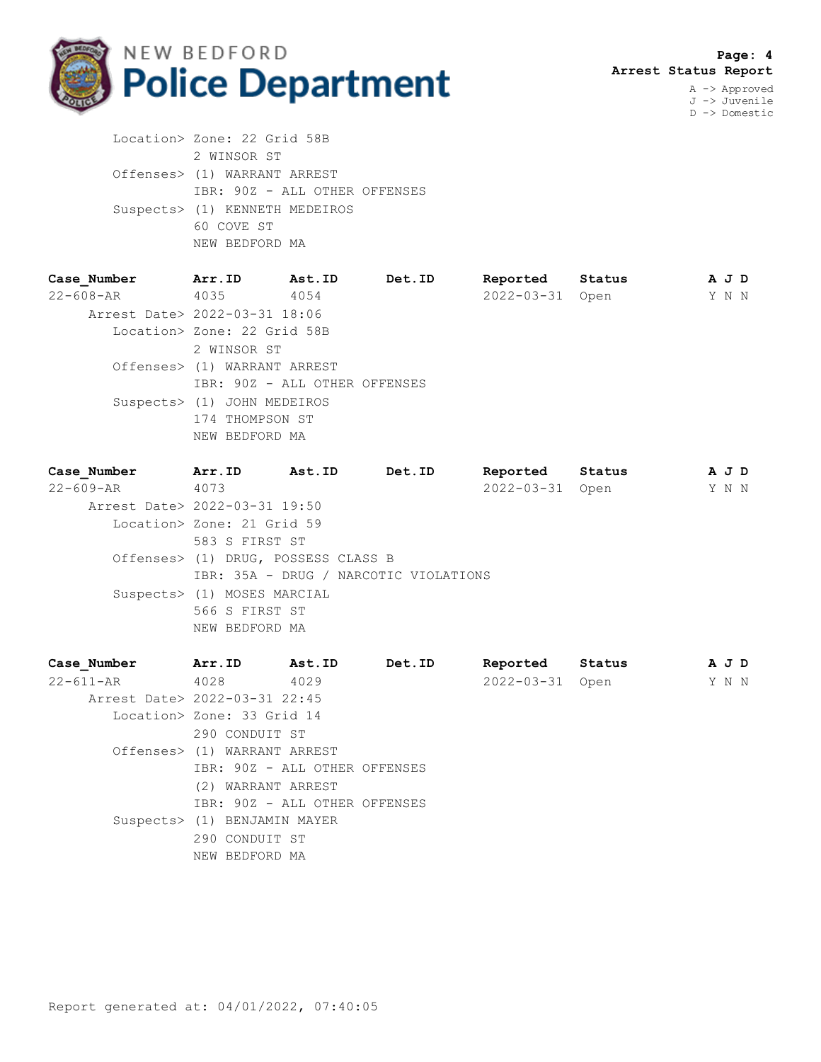# NEW BEDFORD Police Department

**Arrest Status Report**

A -> Approved
J -> Juvenile
D -> Domestic

Location> Zone: 22 Grid 58B
2 WINSOR ST
Offenses> (1) WARRANT ARREST
IBR: 90Z - ALL OTHER OFFENSES
Suspects> (1) KENNETH MEDEIROS
60 COVE ST
NEW BEDFORD MA

| Case_Number | Arr.ID | Ast.ID | Det.ID | Reported | Status | A | J | D |
|---|---|---|---|---|---|---|---|---|
| 22-608-AR | 4035 | 4054 | | 2022-03-31 | Open | Y | N | N |

Arrest Date> 2022-03-31 18:06
Location> Zone: 22 Grid 58B
2 WINSOR ST
Offenses> (1) WARRANT ARREST
IBR: 90Z - ALL OTHER OFFENSES
Suspects> (1) JOHN MEDEIROS
174 THOMPSON ST
NEW BEDFORD MA

| Case_Number | Arr.ID | Ast.ID | Det.ID | Reported | Status | A | J | D |
|---|---|---|---|---|---|---|---|---|
| 22-609-AR | 4073 | | | 2022-03-31 | Open | Y | N | N |

Arrest Date> 2022-03-31 19:50
Location> Zone: 21 Grid 59
583 S FIRST ST
Offenses> (1) DRUG, POSSESS CLASS B
IBR: 35A - DRUG / NARCOTIC VIOLATIONS
Suspects> (1) MOSES MARCIAL
566 S FIRST ST
NEW BEDFORD MA

| Case_Number | Arr.ID | Ast.ID | Det.ID | Reported | Status | A | J | D |
|---|---|---|---|---|---|---|---|---|
| 22-611-AR | 4028 | 4029 | | 2022-03-31 | Open | Y | N | N |

Arrest Date> 2022-03-31 22:45
Location> Zone: 33 Grid 14
290 CONDUIT ST
Offenses> (1) WARRANT ARREST
IBR: 90Z - ALL OTHER OFFENSES
(2) WARRANT ARREST
IBR: 90Z - ALL OTHER OFFENSES
Suspects> (1) BENJAMIN MAYER
290 CONDUIT ST
NEW BEDFORD MA

Report generated at: 04/01/2022, 07:40:05